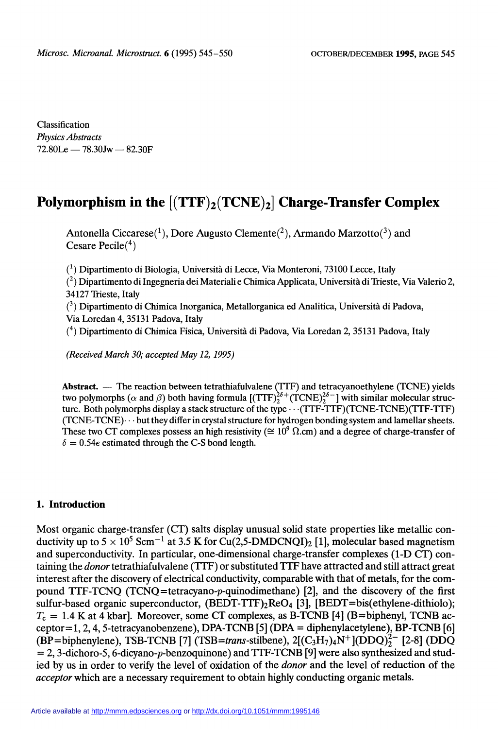Classification
*Physics Abstracts*
72.80Le — 78.30Jw — 82.30F

# Polymorphism in the $[(TTF)_2(TCNE)_2]$ Charge-Transfer Complex

Antonella Ciccarese(1), Dore Augusto Clemente(2), Armando Marzotto(3) and Cesare Pecile(4)

(1) Dipartimento di Biologia, Università di Lecce, Via Monteroni, 73100 Lecce, Italy

(2) Dipartimento di Ingegneria dei Materiali e Chimica Applicata, Università di Trieste, Via Valerio 2, 34127 Trieste, Italy

(3) Dipartimento di Chimica Inorganica, Metallorganica ed Analitica, Università di Padova, Via Loredan 4, 35131 Padova, Italy

(4) Dipartimento di Chimica Fisica, Università di Padova, Via Loredan 2, 35131 Padova, Italy

*(Received March 30; accepted May 12, 1995)*

**Abstract.** — The reaction between tetrathiafulvalene (TTF) and tetracyanoethylene (TCNE) yields two polymorphs ($\alpha$ and $\beta$) both having formula $[(TTF)_2^{2\delta+}(TCNE)_2^{2\delta-}]$ with similar molecular structure. Both polymorphs display a stack structure of the type $\cdots$(TTF-TTF)(TCNE-TCNE)(TTF-TTF)(TCNE-TCNE)$\cdots$ but they differ in crystal structure for hydrogen bonding system and lamellar sheets. These two CT complexes possess an high resistivity ($\cong 10^9$ $\Omega$.cm) and a degree of charge-transfer of $\delta = 0.54e$ estimated through the C-S bond length.

## 1. Introduction

Most organic charge-transfer (CT) salts display unusual solid state properties like metallic conductivity up to $5 \times 10^5$ $Scm^{-1}$ at 3.5 K for $Cu(2,5\text{-}DMDCNQI)_2$ [1], molecular based magnetism and superconductivity. In particular, one-dimensional charge-transfer complexes (1-D CT) containing the *donor* tetrathiafulvalene (TTF) or substituted TTF have attracted and still attract great interest after the discovery of electrical conductivity, comparable with that of metals, for the compound TTF-TCNQ (TCNQ=tetracyano-*p*-quinodimethane) [2], and the discovery of the first sulfur-based organic superconductor, $(BEDT\text{-}TTF)_2ReO_4$ [3], [BEDT=bis(ethylene-dithiolo); $T_c = 1.4$ K at 4 kbar]. Moreover, some CT complexes, as B-TCNB [4] (B=biphenyl, TCNB acceptor=1, 2, 4, 5-tetracyanobenzene), DPA-TCNB [5] (DPA = diphenylacetylene), BP-TCNB [6] (BP=biphenylene), TSB-TCNB [7] (TSB=*trans*-stilbene), $2[(C_3H_7)_4N^+](DDQ)_2^{2-}$ [2-8] (DDQ = 2, 3-dichoro-5, 6-dicyano-*p*-benzoquinone) and TTF-TCNB [9] were also synthesized and studied by us in order to verify the level of oxidation of the *donor* and the level of reduction of the *acceptor* which are a necessary requirement to obtain highly conducting organic metals.

Article available at http://mmm.edpsciences.org or http://dx.doi.org/10.1051/mmm:1995146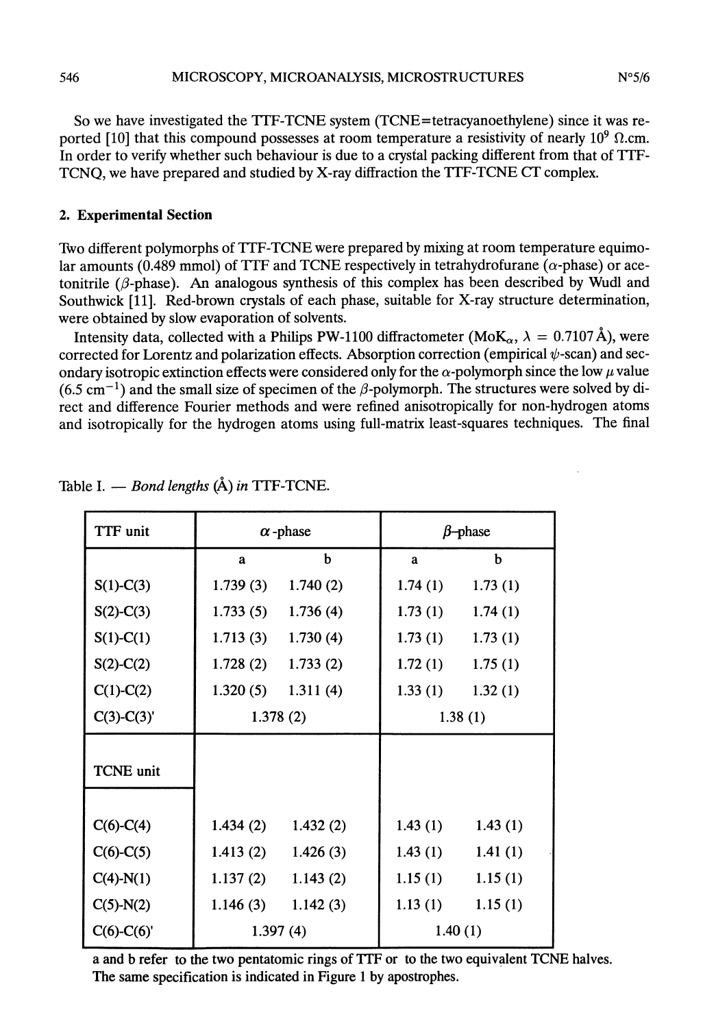So we have investigated the TTF-TCNE system (TCNE=tetracyanoethylene) since it was reported [10] that this compound possesses at room temperature a resistivity of nearly $10^9$ Ω.cm. In order to verify whether such behaviour is due to a crystal packing different from that of TTF-TCNQ, we have prepared and studied by X-ray diffraction the TTF-TCNE CT complex.

## 2. Experimental Section

Two different polymorphs of TTF-TCNE were prepared by mixing at room temperature equimolar amounts (0.489 mmol) of TTF and TCNE respectively in tetrahydrofurane ($\alpha$-phase) or acetonitrile ($\beta$-phase). An analogous synthesis of this complex has been described by Wudl and Southwick [11]. Red-brown crystals of each phase, suitable for X-ray structure determination, were obtained by slow evaporation of solvents.

Intensity data, collected with a Philips PW-1100 diffractometer (Mo$K_\alpha$, $\lambda$ = 0.7107 Å), were corrected for Lorentz and polarization effects. Absorption correction (empirical $\psi$-scan) and secondary isotropic extinction effects were considered only for the $\alpha$-polymorph since the low $\mu$ value (6.5 $cm^{-1}$) and the small size of specimen of the $\beta$-polymorph. The structures were solved by direct and difference Fourier methods and were refined anisotropically for non-hydrogen atoms and isotropically for the hydrogen atoms using full-matrix least-squares techniques. The final

Table I. — *Bond lengths* (Å) *in* TTF-TCNE.

| TTF unit | $\alpha$-phase | | $\beta$-phase | |
|---|---|---|---|---|
| | a | b | a | b |
| S(1)-C(3) | 1.739 (3) | 1.740 (2) | 1.74 (1) | 1.73 (1) |
| S(2)-C(3) | 1.733 (5) | 1.736 (4) | 1.73 (1) | 1.74 (1) |
| S(1)-C(1) | 1.713 (3) | 1.730 (4) | 1.73 (1) | 1.73 (1) |
| S(2)-C(2) | 1.728 (2) | 1.733 (2) | 1.72 (1) | 1.75 (1) |
| C(1)-C(2) | 1.320 (5) | 1.311 (4) | 1.33 (1) | 1.32 (1) |
| C(3)-C(3)' | 1.378 (2) | | 1.38 (1) | |
| **TCNE unit** | | | | |
| C(6)-C(4) | 1.434 (2) | 1.432 (2) | 1.43 (1) | 1.43 (1) |
| C(6)-C(5) | 1.413 (2) | 1.426 (3) | 1.43 (1) | 1.41 (1) |
| C(4)-N(1) | 1.137 (2) | 1.143 (2) | 1.15 (1) | 1.15 (1) |
| C(5)-N(2) | 1.146 (3) | 1.142 (3) | 1.13 (1) | 1.15 (1) |
| C(6)-C(6)' | 1.397 (4) | | 1.40 (1) | |

a and b refer to the two pentatomic rings of TTF or to the two equivalent TCNE halves. The same specification is indicated in Figure 1 by apostrophes.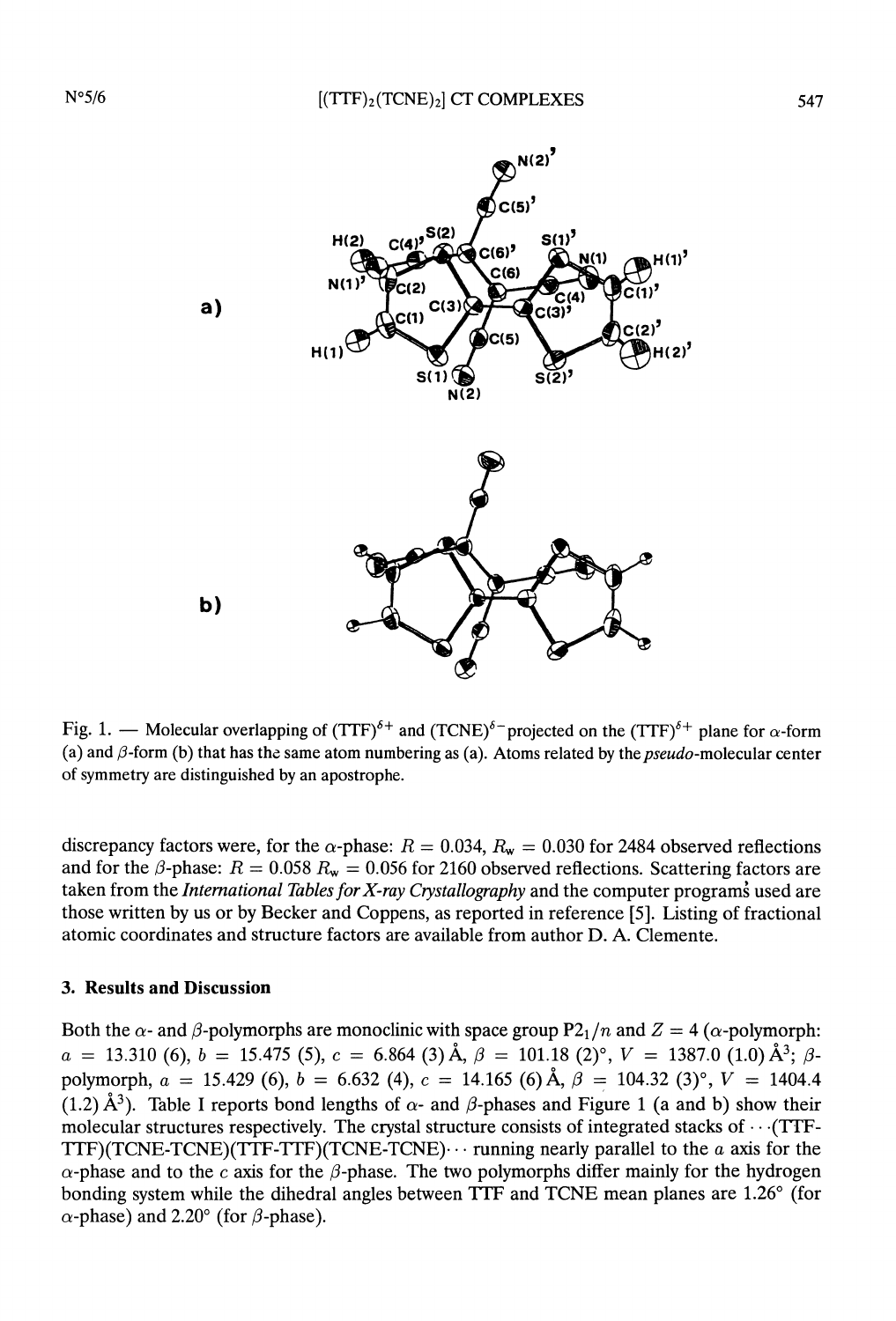Fig. 1. — Molecular overlapping of $(TTF)^{\delta+}$ and $(TCNE)^{\delta-}$ projected on the $(TTF)^{\delta+}$ plane for $\alpha$-form (a) and $\beta$-form (b) that has the same atom numbering as (a). Atoms related by the *pseudo*-molecular center of symmetry are distinguished by an apostrophe.

discrepancy factors were, for the $\alpha$-phase: $R = 0.034$, $R_w = 0.030$ for 2484 observed reflections and for the $\beta$-phase: $R = 0.058$ $R_w = 0.056$ for 2160 observed reflections. Scattering factors are taken from the *International Tables for X-ray Crystallography* and the computer programs used are those written by us or by Becker and Coppens, as reported in reference [5]. Listing of fractional atomic coordinates and structure factors are available from author D. A. Clemente.

## 3. Results and Discussion

Both the $\alpha$- and $\beta$-polymorphs are monoclinic with space group $P2_1/n$ and $Z = 4$ ($\alpha$-polymorph: $a = 13.310$ (6), $b = 15.475$ (5), $c = 6.864$ (3) Å, $\beta = 101.18$ (2)°, $V = 1387.0$ (1.0) Å$^3$; $\beta$-polymorph, $a = 15.429$ (6), $b = 6.632$ (4), $c = 14.165$ (6) Å, $\beta = 104.32$ (3)°, $V = 1404.4$ (1.2) Å$^3$). Table I reports bond lengths of $\alpha$- and $\beta$-phases and Figure 1 (a and b) show their molecular structures respectively. The crystal structure consists of integrated stacks of $\cdots$(TTF-TTF)(TCNE-TCNE)(TTF-TTF)(TCNE-TCNE)$\cdots$ running nearly parallel to the $a$ axis for the $\alpha$-phase and to the $c$ axis for the $\beta$-phase. The two polymorphs differ mainly for the hydrogen bonding system while the dihedral angles between TTF and TCNE mean planes are 1.26° (for $\alpha$-phase) and 2.20° (for $\beta$-phase).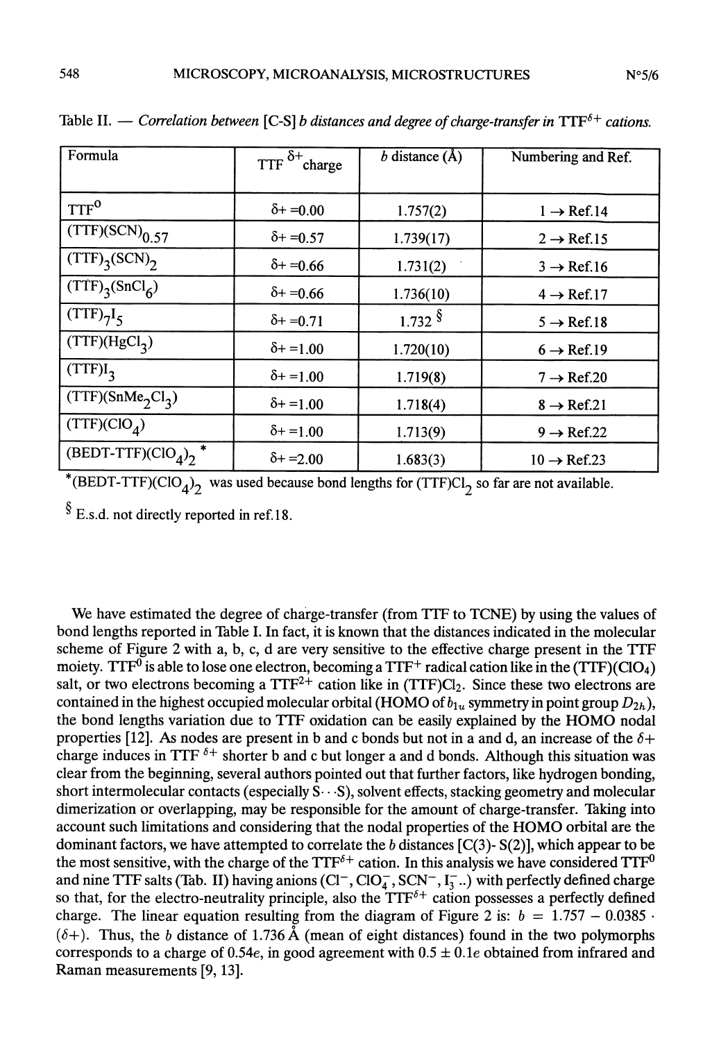Table II. — *Correlation between [C-S] b distances and degree of charge-transfer in $TTF^{\delta+}$ cations.*

| Formula | $TTF^{\delta+}$ charge | *b* distance (Å) | Numbering and Ref. |
|---|---|---|---|
| $TTF^0$ | $\delta+ = 0.00$ | 1.757(2) | 1 → Ref.14 |
| $(TTF)(SCN)_{0.57}$ | $\delta+ = 0.57$ | 1.739(17) | 2 → Ref.15 |
| $(TTF)_3(SCN)_2$ | $\delta+ = 0.66$ | 1.731(2) | 3 → Ref.16 |
| $(TTF)_3(SnCl_6)$ | $\delta+ = 0.66$ | 1.736(10) | 4 → Ref.17 |
| $(TTF)_7I_5$ | $\delta+ = 0.71$ | 1.732 § | 5 → Ref.18 |
| $(TTF)(HgCl_3)$ | $\delta+ = 1.00$ | 1.720(10) | 6 → Ref.19 |
| $(TTF)I_3$ | $\delta+ = 1.00$ | 1.719(8) | 7 → Ref.20 |
| $(TTF)(SnMe_2Cl_3)$ | $\delta+ = 1.00$ | 1.718(4) | 8 → Ref.21 |
| $(TTF)(ClO_4)$ | $\delta+ = 1.00$ | 1.713(9) | 9 → Ref.22 |
| $(BEDT\text{-}TTF)(ClO_4)_2$ * | $\delta+ = 2.00$ | 1.683(3) | 10 → Ref.23 |

*$(BEDT\text{-}TTF)(ClO_4)_2$ was used because bond lengths for $(TTF)Cl_2$ so far are not available.

§ E.s.d. not directly reported in ref.18.

We have estimated the degree of charge-transfer (from TTF to TCNE) by using the values of bond lengths reported in Table I. In fact, it is known that the distances indicated in the molecular scheme of Figure 2 with a, b, c, d are very sensitive to the effective charge present in the TTF moiety. $TTF^0$ is able to lose one electron, becoming a $TTF^+$ radical cation like in the $(TTF)(ClO_4)$ salt, or two electrons becoming a $TTF^{2+}$ cation like in $(TTF)Cl_2$. Since these two electrons are contained in the highest occupied molecular orbital (HOMO of $b_{1u}$ symmetry in point group $D_{2h}$), the bond lengths variation due to TTF oxidation can be easily explained by the HOMO nodal properties [12]. As nodes are present in b and c bonds but not in a and d, an increase of the $\delta+$ charge induces in $TTF^{\delta+}$ shorter b and c but longer a and d bonds. Although this situation was clear from the beginning, several authors pointed out that further factors, like hydrogen bonding, short intermolecular contacts (especially S···S), solvent effects, stacking geometry and molecular dimerization or overlapping, may be responsible for the amount of charge-transfer. Taking into account such limitations and considering that the nodal properties of the HOMO orbital are the dominant factors, we have attempted to correlate the *b* distances [C(3)- S(2)], which appear to be the most sensitive, with the charge of the $TTF^{\delta+}$ cation. In this analysis we have considered $TTF^0$ and nine TTF salts (Tab. II) having anions ($Cl^-$, $ClO_4^-$, $SCN^-$, $I_3^-$..) with perfectly defined charge so that, for the electro-neutrality principle, also the $TTF^{\delta+}$ cation possesses a perfectly defined charge. The linear equation resulting from the diagram of Figure 2 is: $b = 1.757 - 0.0385 \cdot (\delta+)$. Thus, the *b* distance of 1.736 Å (mean of eight distances) found in the two polymorphs corresponds to a charge of 0.54*e*, in good agreement with $0.5 \pm 0.1e$ obtained from infrared and Raman measurements [9, 13].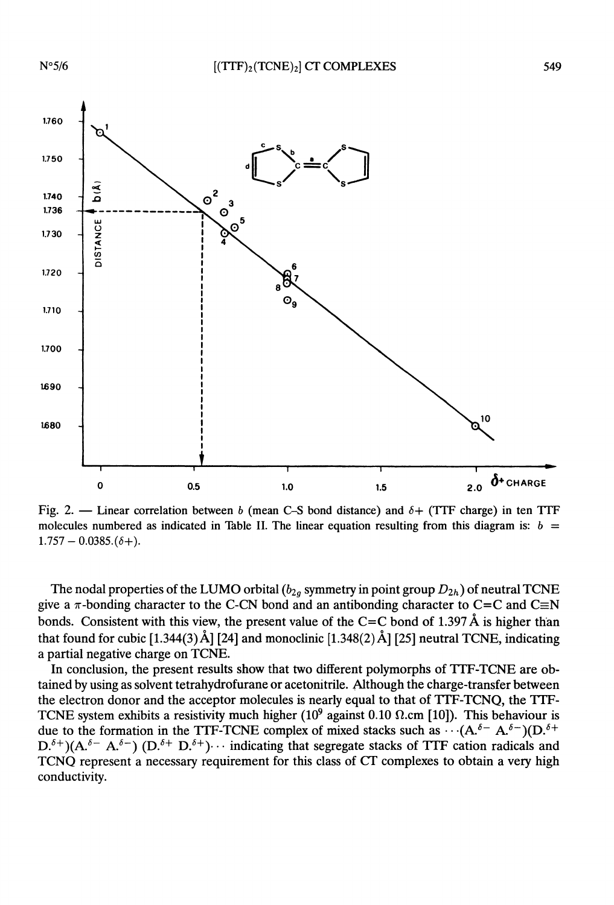Fig. 2. — Linear correlation between $b$ (mean C–S bond distance) and $\delta+$ (TTF charge) in ten TTF molecules numbered as indicated in Table II. The linear equation resulting from this diagram is: $b = 1.757 - 0.0385.(\delta+)$.

The nodal properties of the LUMO orbital ($b_{2g}$ symmetry in point group $D_{2h}$) of neutral TCNE give a $\pi$-bonding character to the C-CN bond and an antibonding character to C=C and C≡N bonds. Consistent with this view, the present value of the C=C bond of 1.397 Å is higher than that found for cubic [1.344(3) Å] [24] and monoclinic [1.348(2) Å] [25] neutral TCNE, indicating a partial negative charge on TCNE.

In conclusion, the present results show that two different polymorphs of TTF-TCNE are obtained by using as solvent tetrahydrofurane or acetonitrile. Although the charge-transfer between the electron donor and the acceptor molecules is nearly equal to that of TTF-TCNQ, the TTF-TCNE system exhibits a resistivity much higher ($10^9$ against 0.10 Ω.cm [10]). This behaviour is due to the formation in the TTF-TCNE complex of mixed stacks such as $\cdots(A.^{\delta-}\ A.^{\delta-})(D.^{\delta+}\ D.^{\delta+})(A.^{\delta-}\ A.^{\delta-})\ (D.^{\delta+}\ D.^{\delta+})\cdots$ indicating that segregate stacks of TTF cation radicals and TCNQ represent a necessary requirement for this class of CT complexes to obtain a very high conductivity.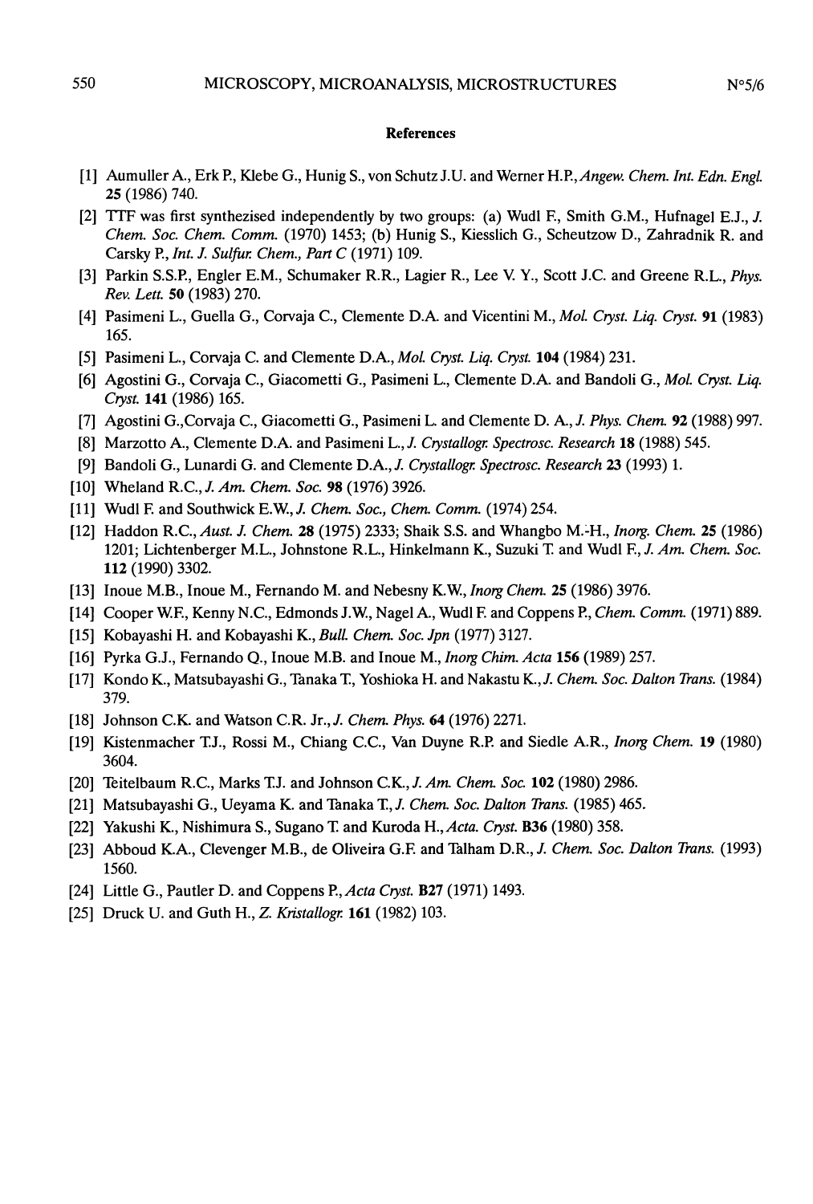**References**

[1] Aumuller A., Erk P., Klebe G., Hunig S., von Schutz J.U. and Werner H.P., *Angew. Chem. Int. Edn. Engl.* **25** (1986) 740.

[2] TTF was first synthezised independently by two groups: (a) Wudl F., Smith G.M., Hufnagel E.J., *J. Chem. Soc. Chem. Comm.* (1970) 1453; (b) Hunig S., Kiesslich G., Scheutzow D., Zahradnik R. and Carsky P., *Int. J. Sulfur. Chem., Part C* (1971) 109.

[3] Parkin S.S.P., Engler E.M., Schumaker R.R., Lagier R., Lee V. Y., Scott J.C. and Greene R.L., *Phys. Rev. Lett.* **50** (1983) 270.

[4] Pasimeni L., Guella G., Corvaja C., Clemente D.A. and Vicentini M., *Mol. Cryst. Liq. Cryst.* **91** (1983) 165.

[5] Pasimeni L., Corvaja C. and Clemente D.A., *Mol. Cryst. Liq. Cryst.* **104** (1984) 231.

[6] Agostini G., Corvaja C., Giacometti G., Pasimeni L., Clemente D.A. and Bandoli G., *Mol. Cryst. Liq. Cryst.* **141** (1986) 165.

[7] Agostini G.,Corvaja C., Giacometti G., Pasimeni L. and Clemente D. A., *J. Phys. Chem.* **92** (1988) 997.

[8] Marzotto A., Clemente D.A. and Pasimeni L., *J. Crystallogr. Spectrosc. Research* **18** (1988) 545.

[9] Bandoli G., Lunardi G. and Clemente D.A., *J. Crystallogr. Spectrosc. Research* **23** (1993) 1.

[10] Wheland R.C., *J. Am. Chem. Soc.* **98** (1976) 3926.

[11] Wudl F. and Southwick E.W., *J. Chem. Soc., Chem. Comm.* (1974) 254.

[12] Haddon R.C., *Aust. J. Chem.* **28** (1975) 2333; Shaik S.S. and Whangbo M.-H., *Inorg. Chem.* **25** (1986) 1201; Lichtenberger M.L., Johnstone R.L., Hinkelmann K., Suzuki T. and Wudl F., *J. Am. Chem. Soc.* **112** (1990) 3302.

[13] Inoue M.B., Inoue M., Fernando M. and Nebesny K.W., *Inorg Chem.* **25** (1986) 3976.

[14] Cooper W.F., Kenny N.C., Edmonds J.W., Nagel A., Wudl F. and Coppens P., *Chem. Comm.* (1971) 889.

[15] Kobayashi H. and Kobayashi K., *Bull. Chem. Soc. Jpn* (1977) 3127.

[16] Pyrka G.J., Fernando Q., Inoue M.B. and Inoue M., *Inorg Chim. Acta* **156** (1989) 257.

[17] Kondo K., Matsubayashi G., Tanaka T., Yoshioka H. and Nakastu K., *J. Chem. Soc. Dalton Trans.* (1984) 379.

[18] Johnson C.K. and Watson C.R. Jr., *J. Chem. Phys.* **64** (1976) 2271.

[19] Kistenmacher T.J., Rossi M., Chiang C.C., Van Duyne R.P. and Siedle A.R., *Inorg Chem.* **19** (1980) 3604.

[20] Teitelbaum R.C., Marks T.J. and Johnson C.K., *J. Am. Chem. Soc.* **102** (1980) 2986.

[21] Matsubayashi G., Ueyama K. and Tanaka T., *J. Chem. Soc. Dalton Trans.* (1985) 465.

[22] Yakushi K., Nishimura S., Sugano T. and Kuroda H., *Acta. Cryst.* **B36** (1980) 358.

[23] Abboud K.A., Clevenger M.B., de Oliveira G.F. and Talham D.R., *J. Chem. Soc. Dalton Trans.* (1993) 1560.

[24] Little G., Pautler D. and Coppens P., *Acta Cryst.* **B27** (1971) 1493.

[25] Druck U. and Guth H., *Z. Kristallogr.* **161** (1982) 103.